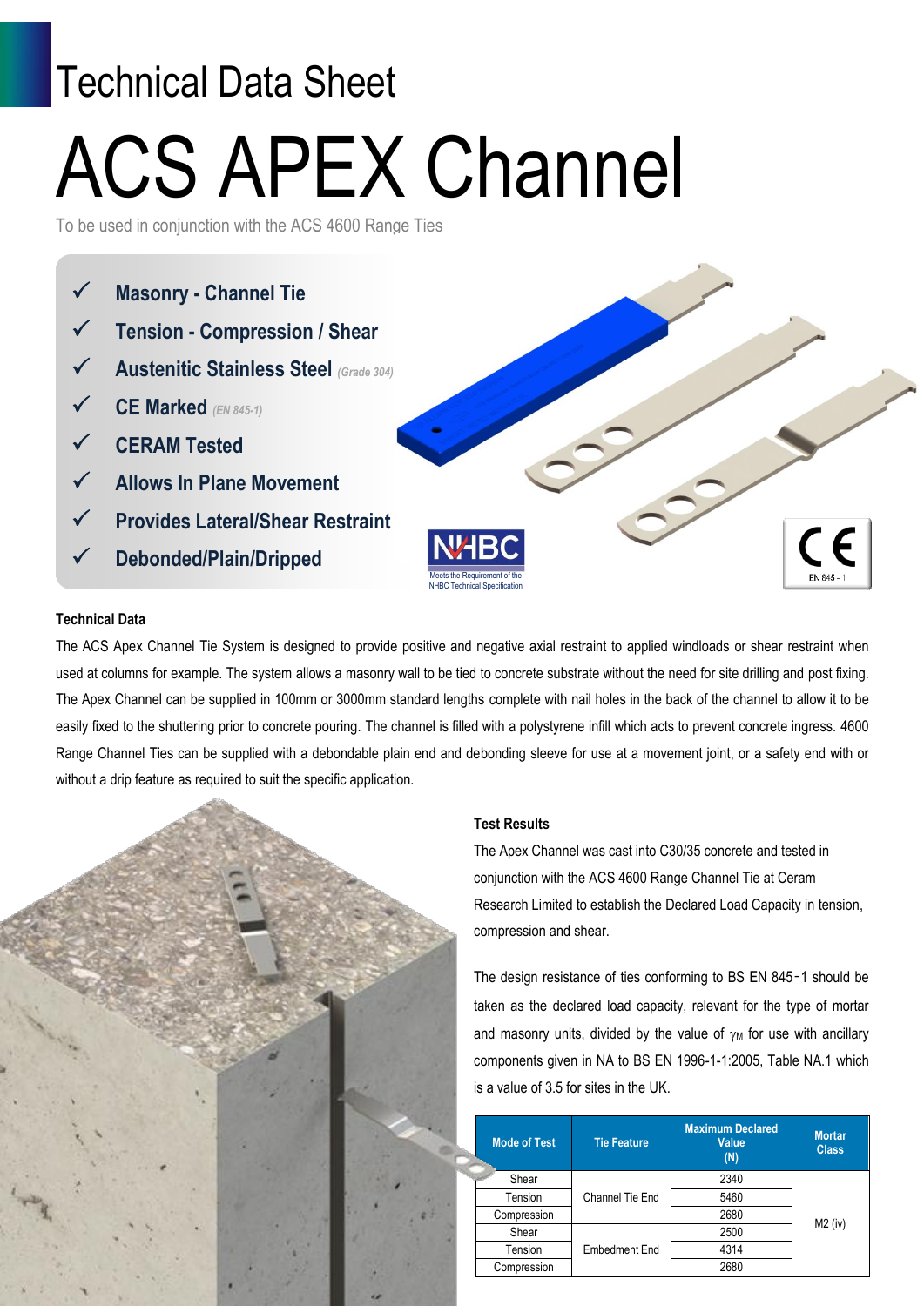# Technical Data Sheet

# ACS APEX Channel

To be used in conjunction with the ACS 4600 Range Ties

- ✓ **Masonry - Channel Tie**
- ✓ **Tension - Compression / Shear**
- ✓ **Austenitic Stainless Steel** *(Grade 304)*
- ✓ **CE Marked** *(EN 845-1)*
- ✓ **CERAM Tested**
- ✓ **Allows In Plane Movement**
- ✓ **Provides Lateral/Shear Restraint**
- ✓ **Debonded/Plain/Dripped**

NHBC Meets the Requirement of the NHBC Technical Specification

CE EN 845 - 1

### Technical Data

The ACS Apex Channel Tie System is designed to provide positive and negative axial restraint to applied windloads or shear restraint when used at columns for example. The system allows a masonry wall to be tied to concrete substrate without the need for site drilling and post fixing. The Apex Channel can be supplied in 100mm or 3000mm standard lengths complete with nail holes in the back of the channel to allow it to be easily fixed to the shuttering prior to concrete pouring. The channel is filled with a polystyrene infill which acts to prevent concrete ingress. 4600 Range Channel Ties can be supplied with a debondable plain end and debonding sleeve for use at a movement joint, or a safety end with or without a drip feature as required to suit the specific application.

### Test Results

The Apex Channel was cast into C30/35 concrete and tested in conjunction with the ACS 4600 Range Channel Tie at Ceram Research Limited to establish the Declared Load Capacity in tension, compression and shear.

The design resistance of ties conforming to BS EN 845-1 should be taken as the declared load capacity, relevant for the type of mortar and masonry units, divided by the value of $\gamma_M$ for use with ancillary components given in NA to BS EN 1996-1-1:2005, Table NA.1 which is a value of 3.5 for sites in the UK.

| Mode of Test | Tie Feature | Maximum Declared Value (N) | Mortar Class |
|---|---|---|---|
| Shear | Channel Tie End | 2340 | M2 (iv) |
| Tension | | 5460 | |
| Compression | | 2680 | |
| Shear | Embedment End | 2500 | |
| Tension | | 4314 | |
| Compression | | 2680 | |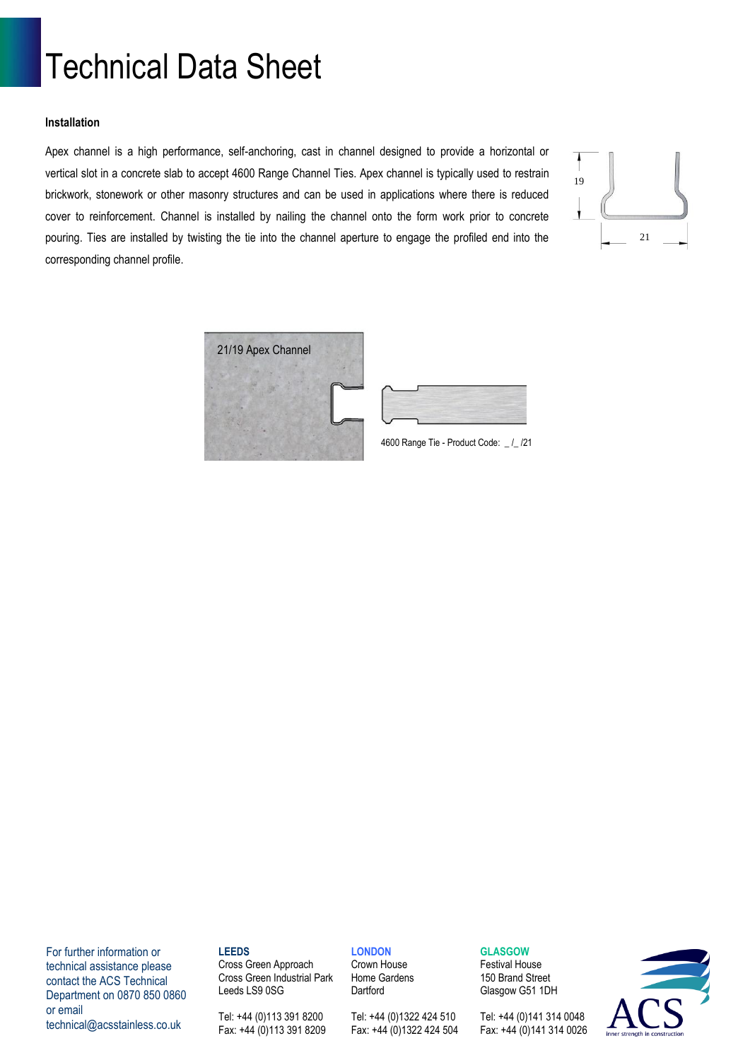# Technical Data Sheet

**Installation**

Apex channel is a high performance, self-anchoring, cast in channel designed to provide a horizontal or vertical slot in a concrete slab to accept 4600 Range Channel Ties. Apex channel is typically used to restrain brickwork, stonework or other masonry structures and can be used in applications where there is reduced cover to reinforcement. Channel is installed by nailing the channel onto the form work prior to concrete pouring. Ties are installed by twisting the tie into the channel aperture to engage the profiled end into the corresponding channel profile.

19

21

21/19 Apex Channel

4600 Range Tie - Product Code: _ /_ /21

For further information or technical assistance please contact the ACS Technical Department on 0870 850 0860 or email technical@acsstainless.co.uk

**LEEDS**
Cross Green Approach
Cross Green Industrial Park
Leeds LS9 0SG

Tel: +44 (0)113 391 8200
Fax: +44 (0)113 391 8209

**LONDON**
Crown House
Home Gardens
Dartford

Tel: +44 (0)1322 424 510
Fax: +44 (0)1322 424 504

**GLASGOW**
Festival House
150 Brand Street
Glasgow G51 1DH

Tel: +44 (0)141 314 0048
Fax: +44 (0)141 314 0026

ACS
inner strength in construction